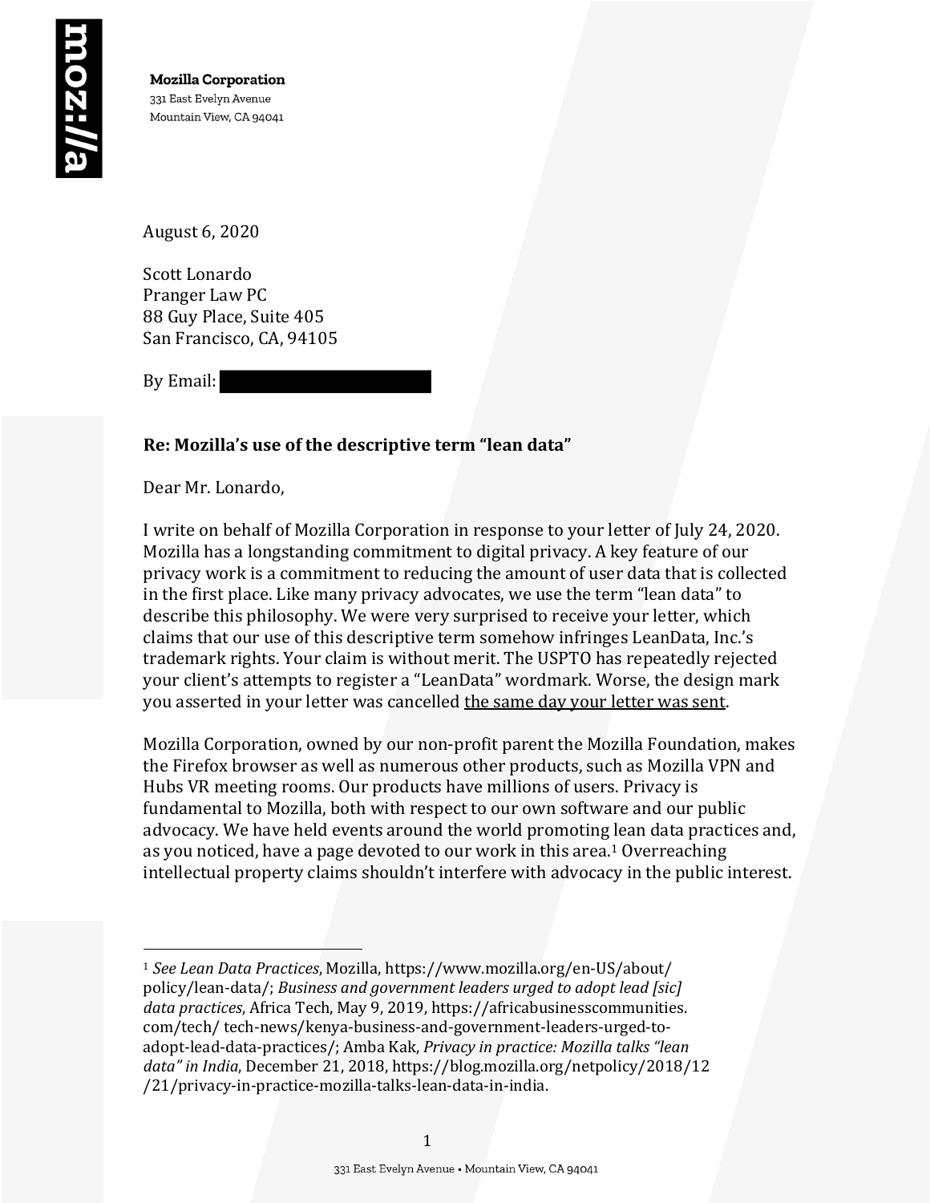**Mozilla Corporation**
331 East Evelyn Avenue
Mountain View, CA 94041

August 6, 2020

Scott Lonardo
Pranger Law PC
88 Guy Place, Suite 405
San Francisco, CA, 94105

By Email: [REDACTED]

**Re: Mozilla's use of the descriptive term "lean data"**

Dear Mr. Lonardo,

I write on behalf of Mozilla Corporation in response to your letter of July 24, 2020. Mozilla has a longstanding commitment to digital privacy. A key feature of our privacy work is a commitment to reducing the amount of user data that is collected in the first place. Like many privacy advocates, we use the term "lean data" to describe this philosophy. We were very surprised to receive your letter, which claims that our use of this descriptive term somehow infringes LeanData, Inc.'s trademark rights. Your claim is without merit. The USPTO has repeatedly rejected your client's attempts to register a "LeanData" wordmark. Worse, the design mark you asserted in your letter was cancelled <u>the same day your letter was sent</u>.

Mozilla Corporation, owned by our non-profit parent the Mozilla Foundation, makes the Firefox browser as well as numerous other products, such as Mozilla VPN and Hubs VR meeting rooms. Our products have millions of users. Privacy is fundamental to Mozilla, both with respect to our own software and our public advocacy. We have held events around the world promoting lean data practices and, as you noticed, have a page devoted to our work in this area.[1] Overreaching intellectual property claims shouldn't interfere with advocacy in the public interest.

---

[1] *See Lean Data Practices*, Mozilla, https://www.mozilla.org/en-US/about/policy/lean-data/; *Business and government leaders urged to adopt lead [sic] data practices*, Africa Tech, May 9, 2019, https://africabusinesscommunities.com/tech/ tech-news/kenya-business-and-government-leaders-urged-to-adopt-lead-data-practices/; Amba Kak, *Privacy in practice: Mozilla talks "lean data" in India*, December 21, 2018, https://blog.mozilla.org/netpolicy/2018/12/21/privacy-in-practice-mozilla-talks-lean-data-in-india.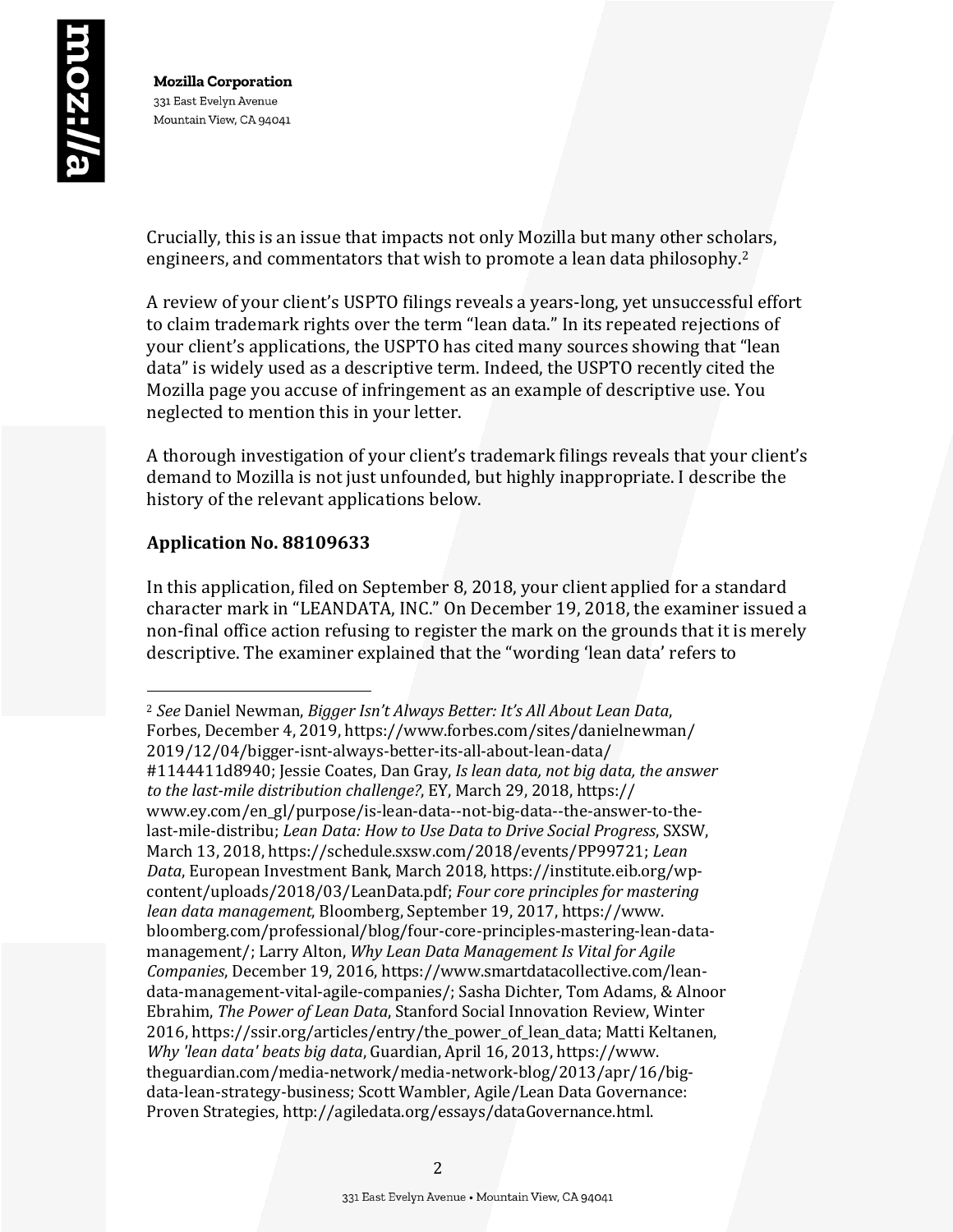Crucially, this is an issue that impacts not only Mozilla but many other scholars, engineers, and commentators that wish to promote a lean data philosophy.[2]

A review of your client's USPTO filings reveals a years-long, yet unsuccessful effort to claim trademark rights over the term "lean data." In its repeated rejections of your client's applications, the USPTO has cited many sources showing that "lean data" is widely used as a descriptive term. Indeed, the USPTO recently cited the Mozilla page you accuse of infringement as an example of descriptive use. You neglected to mention this in your letter.

A thorough investigation of your client's trademark filings reveals that your client's demand to Mozilla is not just unfounded, but highly inappropriate. I describe the history of the relevant applications below.

**Application No. 88109633**

In this application, filed on September 8, 2018, your client applied for a standard character mark in "LEANDATA, INC." On December 19, 2018, the examiner issued a non-final office action refusing to register the mark on the grounds that it is merely descriptive. The examiner explained that the "wording 'lean data' refers to

---

[2] *See* Daniel Newman, *Bigger Isn't Always Better: It's All About Lean Data*, Forbes, December 4, 2019, https://www.forbes.com/sites/danielnewman/2019/12/04/bigger-isnt-always-better-its-all-about-lean-data/#1144411d8940; Jessie Coates, Dan Gray, *Is lean data, not big data, the answer to the last-mile distribution challenge?*, EY, March 29, 2018, https://www.ey.com/en_gl/purpose/is-lean-data--not-big-data--the-answer-to-the-last-mile-distribu; *Lean Data: How to Use Data to Drive Social Progress*, SXSW, March 13, 2018, https://schedule.sxsw.com/2018/events/PP99721; *Lean Data*, European Investment Bank, March 2018, https://institute.eib.org/wp-content/uploads/2018/03/LeanData.pdf; *Four core principles for mastering lean data management*, Bloomberg, September 19, 2017, https://www.bloomberg.com/professional/blog/four-core-principles-mastering-lean-data-management/; Larry Alton, *Why Lean Data Management Is Vital for Agile Companies*, December 19, 2016, https://www.smartdatacollective.com/lean-data-management-vital-agile-companies/; Sasha Dichter, Tom Adams, & Alnoor Ebrahim, *The Power of Lean Data*, Stanford Social Innovation Review, Winter 2016, https://ssir.org/articles/entry/the_power_of_lean_data; Matti Keltanen, *Why 'lean data' beats big data*, Guardian, April 16, 2013, https://www.theguardian.com/media-network/media-network-blog/2013/apr/16/big-data-lean-strategy-business; Scott Wambler, Agile/Lean Data Governance: Proven Strategies, http://agiledata.org/essays/dataGovernance.html.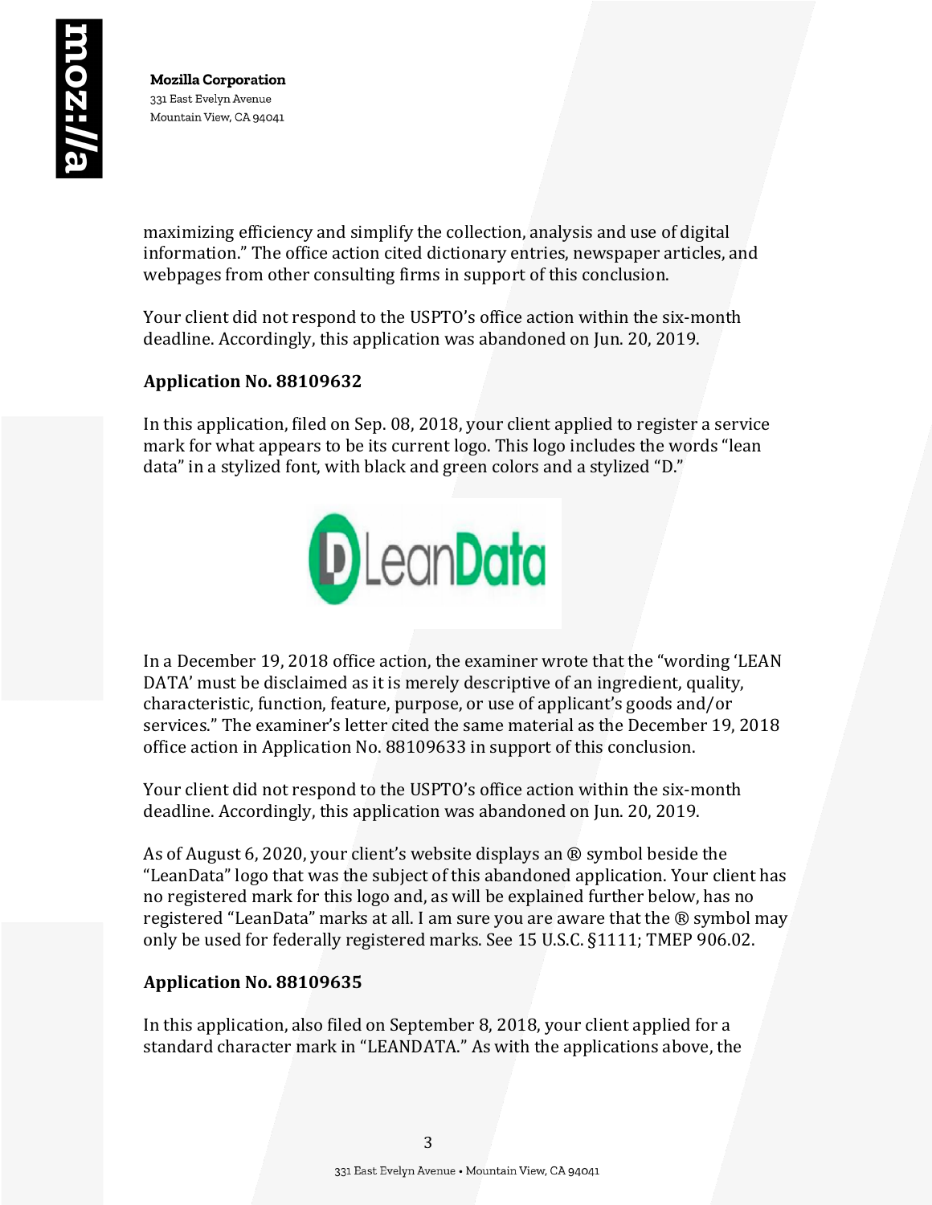maximizing efficiency and simplify the collection, analysis and use of digital information." The office action cited dictionary entries, newspaper articles, and webpages from other consulting firms in support of this conclusion.

Your client did not respond to the USPTO's office action within the six-month deadline. Accordingly, this application was abandoned on Jun. 20, 2019.

**Application No. 88109632**

In this application, filed on Sep. 08, 2018, your client applied to register a service mark for what appears to be its current logo. This logo includes the words "lean data" in a stylized font, with black and green colors and a stylized "D."

In a December 19, 2018 office action, the examiner wrote that the "wording 'LEAN DATA' must be disclaimed as it is merely descriptive of an ingredient, quality, characteristic, function, feature, purpose, or use of applicant's goods and/or services." The examiner's letter cited the same material as the December 19, 2018 office action in Application No. 88109633 in support of this conclusion.

Your client did not respond to the USPTO's office action within the six-month deadline. Accordingly, this application was abandoned on Jun. 20, 2019.

As of August 6, 2020, your client's website displays an ® symbol beside the "LeanData" logo that was the subject of this abandoned application. Your client has no registered mark for this logo and, as will be explained further below, has no registered "LeanData" marks at all. I am sure you are aware that the ® symbol may only be used for federally registered marks. See 15 U.S.C. §1111; TMEP 906.02.

**Application No. 88109635**

In this application, also filed on September 8, 2018, your client applied for a standard character mark in "LEANDATA." As with the applications above, the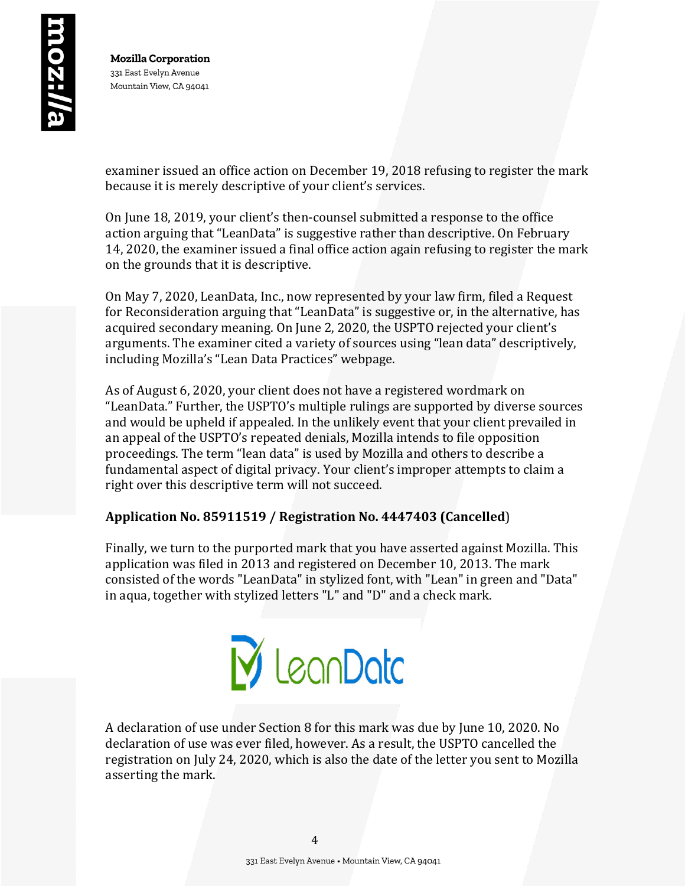examiner issued an office action on December 19, 2018 refusing to register the mark because it is merely descriptive of your client's services.

On June 18, 2019, your client's then-counsel submitted a response to the office action arguing that "LeanData" is suggestive rather than descriptive. On February 14, 2020, the examiner issued a final office action again refusing to register the mark on the grounds that it is descriptive.

On May 7, 2020, LeanData, Inc., now represented by your law firm, filed a Request for Reconsideration arguing that "LeanData" is suggestive or, in the alternative, has acquired secondary meaning. On June 2, 2020, the USPTO rejected your client's arguments. The examiner cited a variety of sources using "lean data" descriptively, including Mozilla's "Lean Data Practices" webpage.

As of August 6, 2020, your client does not have a registered wordmark on "LeanData." Further, the USPTO's multiple rulings are supported by diverse sources and would be upheld if appealed. In the unlikely event that your client prevailed in an appeal of the USPTO's repeated denials, Mozilla intends to file opposition proceedings. The term "lean data" is used by Mozilla and others to describe a fundamental aspect of digital privacy. Your client's improper attempts to claim a right over this descriptive term will not succeed.

**Application No. 85911519 / Registration No. 4447403 (Cancelled)**

Finally, we turn to the purported mark that you have asserted against Mozilla. This application was filed in 2013 and registered on December 10, 2013. The mark consisted of the words "LeanData" in stylized font, with "Lean" in green and "Data" in aqua, together with stylized letters "L" and "D" and a check mark.

A declaration of use under Section 8 for this mark was due by June 10, 2020. No declaration of use was ever filed, however. As a result, the USPTO cancelled the registration on July 24, 2020, which is also the date of the letter you sent to Mozilla asserting the mark.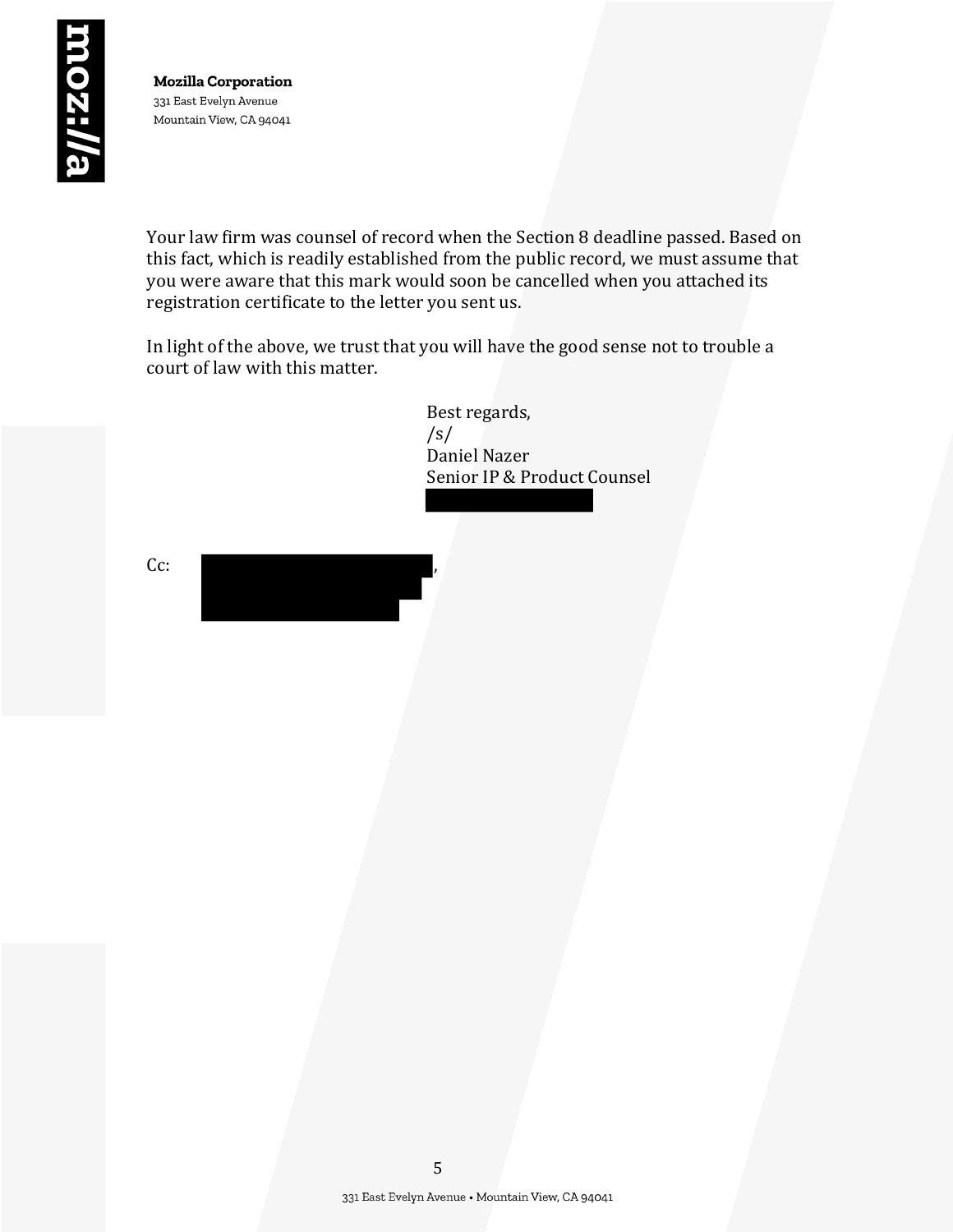**Mozilla Corporation**
331 East Evelyn Avenue
Mountain View, CA 94041

Your law firm was counsel of record when the Section 8 deadline passed. Based on this fact, which is readily established from the public record, we must assume that you were aware that this mark would soon be cancelled when you attached its registration certificate to the letter you sent us.

In light of the above, we trust that you will have the good sense not to trouble a court of law with this matter.

Best regards,
/s/
Daniel Nazer
Senior IP & Product Counsel

Cc: